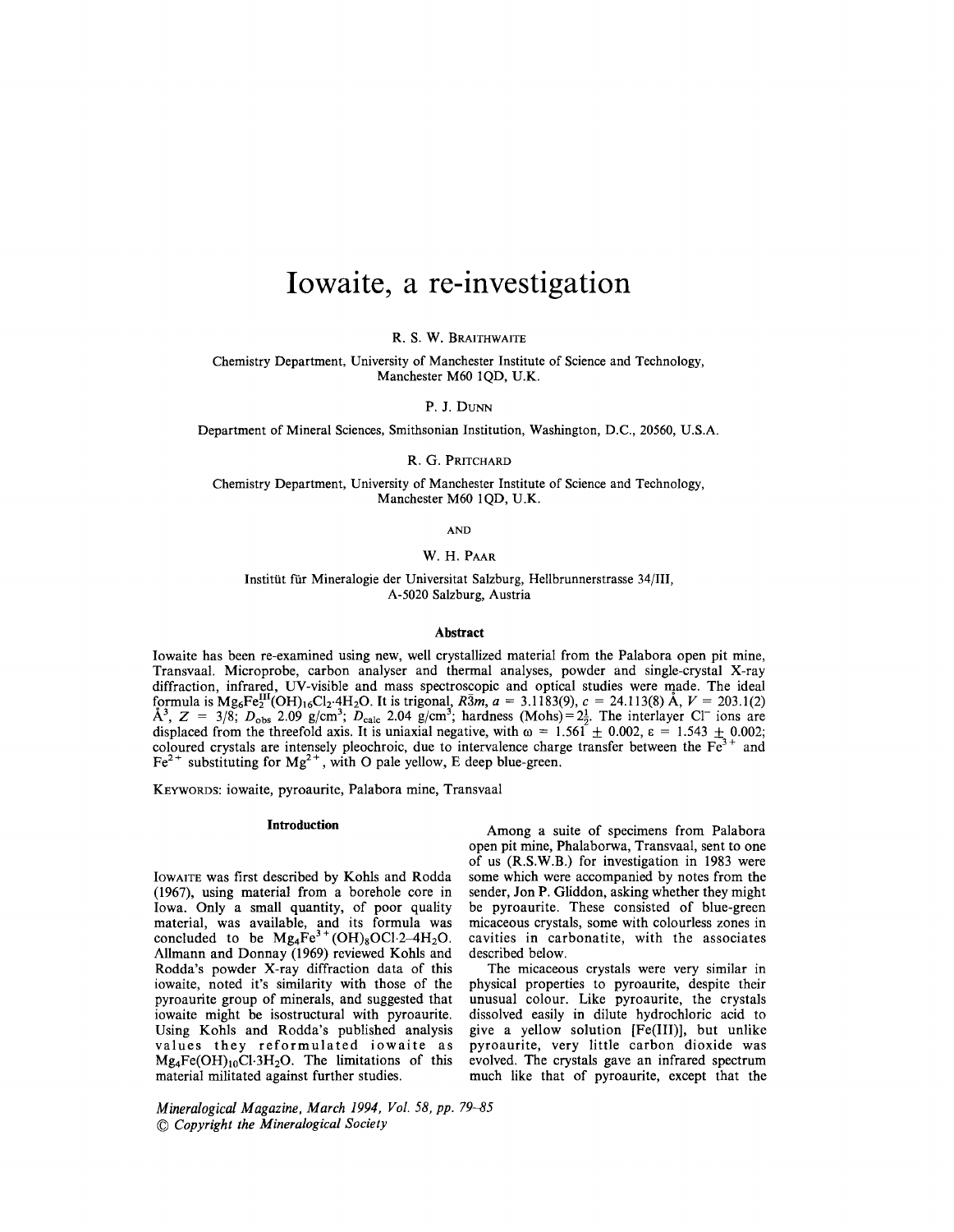# Iowaite, a re-investigation

R. S. W. Braithwaite

Chemistry Department, University of Manchester Institute of Science and Technology, Manchester M60 1QD, U.K.

P. J. Dunn

Department of Mineral Sciences, Smithsonian Institution, Washington, D.C., 20560, U.S.A.

R. G. Pritchard

Chemistry Department, University of Manchester Institute of Science and Technology, Manchester M60 1QD, U.K.

AND

W. H. Paar

Institüt für Mineralogie der Universitat Salzburg, Hellbrunnerstrasse 34/III, A-5020 Salzburg, Austria

## Abstract

Iowaite has been re-examined using new, well crystallized material from the Palabora open pit mine, Transvaal. Microprobe, carbon analyser and thermal analyses, powder and single-crystal X-ray diffraction, infrared, UV-visible and mass spectroscopic and optical studies were made. The ideal formula is $Mg_6Fe_2^{III}(OH)_{16}Cl_2{\cdot}4H_2O$. It is trigonal, $R\bar{3}m$, $a$ = 3.1183(9), $c$ = 24.113(8) Å, $V$ = 203.1(2) Å$^3$, $Z$ = 3/8; $D_{obs}$ 2.09 g/cm$^3$; $D_{calc}$ 2.04 g/cm$^3$; hardness (Mohs) = $2\frac{1}{2}$. The interlayer $Cl^-$ ions are displaced from the threefold axis. It is uniaxial negative, with $\omega$ = 1.561 ± 0.002, $\varepsilon$ = 1.543 ± 0.002; coloured crystals are intensely pleochroic, due to intervalence charge transfer between the $Fe^{3+}$ and $Fe^{2+}$ substituting for $Mg^{2+}$, with O pale yellow, E deep blue-green.

KEYWORDS: iowaite, pyroaurite, Palabora mine, Transvaal

## Introduction

Iowaite was first described by Kohls and Rodda (1967), using material from a borehole core in Iowa. Only a small quantity, of poor quality material, was available, and its formula was concluded to be $Mg_4Fe^{3+}(OH)_8OCl{\cdot}2\text{–}4H_2O$. Allmann and Donnay (1969) reviewed Kohls and Rodda's powder X-ray diffraction data of this iowaite, noted it's similarity with those of the pyroaurite group of minerals, and suggested that iowaite might be isostructural with pyroaurite. Using Kohls and Rodda's published analysis values they reformulated iowaite as $Mg_4Fe(OH)_{10}Cl{\cdot}3H_2O$. The limitations of this material militated against further studies.

Among a suite of specimens from Palabora open pit mine, Phalaborwa, Transvaal, sent to one of us (R.S.W.B.) for investigation in 1983 were some which were accompanied by notes from the sender, Jon P. Gliddon, asking whether they might be pyroaurite. These consisted of blue-green micaceous crystals, some with colourless zones in cavities in carbonatite, with the associates described below.

The micaceous crystals were very similar in physical properties to pyroaurite, despite their unusual colour. Like pyroaurite, the crystals dissolved easily in dilute hydrochloric acid to give a yellow solution [Fe(III)], but unlike pyroaurite, very little carbon dioxide was evolved. The crystals gave an infrared spectrum much like that of pyroaurite, except that the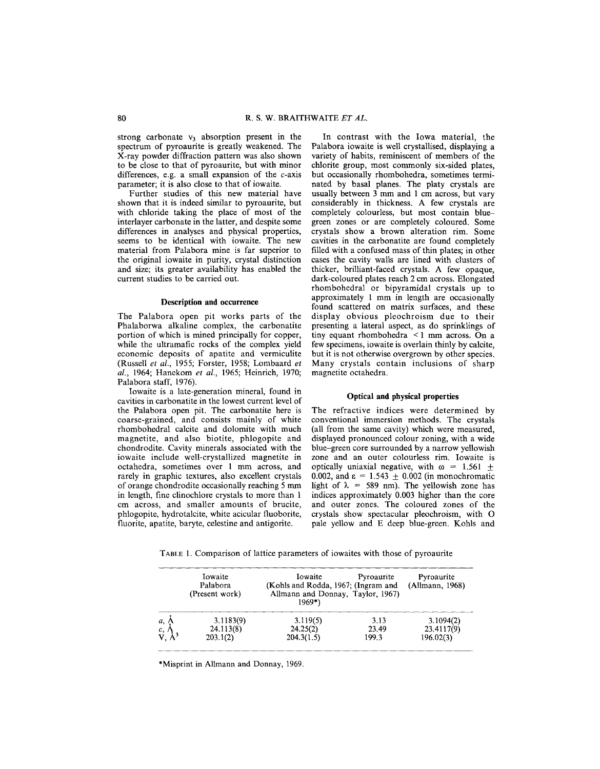strong carbonate $\nu_3$ absorption present in the spectrum of pyroaurite is greatly weakened. The X-ray powder diffraction pattern was also shown to be close to that of pyroaurite, but with minor differences, e.g. a small expansion of the *c*-axis parameter; it is also close to that of iowaite.

Further studies of this new material have shown that it is indeed similar to pyroaurite, but with chloride taking the place of most of the interlayer carbonate in the latter, and despite some differences in analyses and physical properties, seems to be identical with iowaite. The new material from Palabora mine is far superior to the original iowaite in purity, crystal distinction and size; its greater availability has enabled the current studies to be carried out.

## Description and occurrence

The Palabora open pit works parts of the Phalaborwa alkaline complex, the carbonatite portion of which is mined principally for copper, while the ultramafic rocks of the complex yield economic deposits of apatite and vermiculite (Russell *et al.*, 1955; Forster, 1958; Lombaard *et al.*, 1964; Hanekom *et al.*, 1965; Heinrich, 1970; Palabora staff, 1976).

Iowaite is a late-generation mineral, found in cavities in carbonatite in the lowest current level of the Palabora open pit. The carbonatite here is coarse-grained, and consists mainly of white rhombohedral calcite and dolomite with much magnetite, and also biotite, phlogopite and chondrodite. Cavity minerals associated with the iowaite include well-crystallized magnetite in octahedra, sometimes over 1 mm across, and rarely in graphic textures, also excellent crystals of orange chondrodite occasionally reaching 5 mm in length, fine clinochlore crystals to more than 1 cm across, and smaller amounts of brucite, phlogopite, hydrotalcite, white acicular fluoborite, fluorite, apatite, baryte, celestine and antigorite.

In contrast with the Iowa material, the Palabora iowaite is well crystallised, displaying a variety of habits, reminiscent of members of the chlorite group, most commonly six-sided plates, but occasionally rhombohedra, sometimes terminated by basal planes. The platy crystals are usually between 3 mm and 1 cm across, but vary considerably in thickness. A few crystals are completely colourless, but most contain blue–green zones or are completely coloured. Some crystals show a brown alteration rim. Some cavities in the carbonatite are found completely filled with a confused mass of thin plates; in other cases the cavity walls are lined with clusters of thicker, brilliant-faced crystals. A few opaque, dark-coloured plates reach 2 cm across. Elongated rhombohedral or bipyramidal crystals up to approximately 1 mm in length are occasionally found scattered on matrix surfaces, and these display obvious pleochroism due to their presenting a lateral aspect, as do sprinklings of tiny equant rhombohedra < 1 mm across. On a few specimens, iowaite is overlain thinly by calcite, but it is not otherwise overgrown by other species. Many crystals contain inclusions of sharp magnetite octahedra.

## Optical and physical properties

The refractive indices were determined by conventional immersion methods. The crystals (all from the same cavity) which were measured, displayed pronounced colour zoning, with a wide blue–green core surrounded by a narrow yellowish zone and an outer colourless rim. Iowaite is optically uniaxial negative, with $\omega = 1.561 \pm 0.002$, and $\varepsilon = 1.543 \pm 0.002$ (in monochromatic light of $\lambda = 589$ nm). The yellowish zone has indices approximately 0.003 higher than the core and outer zones. The coloured zones of the crystals show spectacular pleochroism, with O pale yellow and E deep blue-green. Kohls and

TABLE 1. Comparison of lattice parameters of iowaites with those of pyroaurite

| | Iowaite Palabora (Present work) | Iowaite (Kohls and Rodda, 1967; Allmann and Donnay, 1969*) | Pyroaurite (Ingram and Taylor, 1967) | Pyroaurite (Allmann, 1968) |
|---|---|---|---|---|
| *a*, Å | 3.1183(9) | 3.119(5) | 3.13 | 3.1094(2) |
| *c*, Å | 24.113(8) | 24.25(2) | 23.49 | 23.4117(9) |
| V, Å$^3$ | 203.1(2) | 204.3(1.5) | 199.3 | 196.02(3) |

*Misprint in Allmann and Donnay, 1969.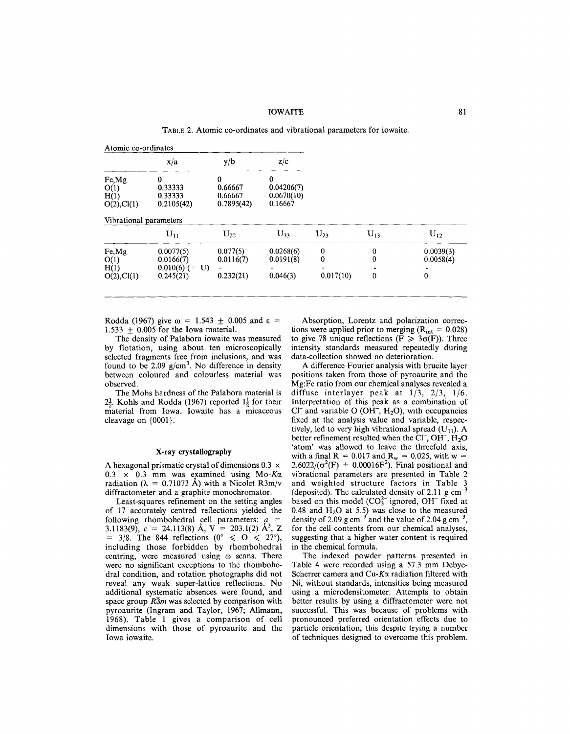TABLE 2. Atomic co-ordinates and vibrational parameters for iowaite.

Atomic co-ordinates

| | x/a | y/b | z/c |
|---|---|---|---|
| Fe,Mg | 0 | 0 | 0 |
| O(1) | 0.33333 | 0.66667 | 0.04206(7) |
| H(1) | 0.33333 | 0.66667 | 0.0670(10) |
| O(2),Cl(1) | 0.2105(42) | 0.7895(42) | 0.16667 |

Vibrational parameters

| | $U_{11}$ | $U_{22}$ | $U_{33}$ | $U_{23}$ | $U_{13}$ | $U_{12}$ |
|---|---|---|---|---|---|---|
| Fe,Mg | 0.0077(5) | 0.077(5) | 0.0268(6) | 0 | 0 | 0.0039(3) |
| O(1) | 0.0166(7) | 0.0116(7) | 0.0191(8) | 0 | 0 | 0.0058(4) |
| H(1) | 0.010(6) (= U) | - | - | - | - | - |
| O(2),Cl(1) | 0.245(21) | 0.232(21) | 0.046(3) | 0.017(10) | 0 | 0 |

Rodda (1967) give $\omega$ = 1.543 ± 0.005 and $\varepsilon$ = 1.533 ± 0.005 for the Iowa material.

The density of Palabora iowaite was measured by flotation, using about ten microscopically selected fragments free from inclusions, and was found to be 2.09 g/cm$^3$. No difference in density between coloured and colourless material was observed.

The Mohs hardness of the Palabora material is $2\frac{1}{2}$. Kohls and Rodda (1967) reported $1\frac{1}{2}$ for their material from Iowa. Iowaite has a micaceous cleavage on {0001}.

## X-ray crystallography

A hexagonal prismatic crystal of dimensions 0.3 × 0.3 × 0.3 mm was examined using Mo-$K\alpha$ radiation ($\lambda$ = 0.71073 Å) with a Nicolet R3m/v diffractometer and a graphite monochromator.

Least-squares refinement on the setting angles of 17 accurately centred reflections yielded the following rhombohedral cell parameters: $a$ = 3.1183(9), $c$ = 24.113(8) Å, V = 203.1(2) Å$^3$, Z = 3/8. The 844 reflections (0° ≤ Θ ≤ 27°), including those forbidden by rhombohedral centring, were measured using $\omega$ scans. There were no significant exceptions to the rhombohedral condition, and rotation photographs did not reveal any weak super-lattice reflections. No additional systematic absences were found, and space group $R\bar{3}m$ was selected by comparison with pyroaurite (Ingram and Taylor, 1967; Allmann, 1968). Table 1 gives a comparison of cell dimensions with those of pyroaurite and the Iowa iowaite.

Absorption, Lorentz and polarization corrections were applied prior to merging ($R_{int}$ = 0.028) to give 78 unique reflections (F ≥ 3$\sigma$(F)). Three intensity standards measured repeatedly during data-collection showed no deterioration.

A difference Fourier analysis with brucite layer positions taken from those of pyroaurite and the Mg:Fe ratio from our chemical analyses revealed a diffuse interlayer peak at 1/3, 2/3, 1/6. Interpretation of this peak as a combination of $Cl^-$ and variable O ($OH^-$, $H_2O$), with occupancies fixed at the analysis value and variable, respectively, led to very high vibrational spread ($U_{11}$). A better refinement resulted when the $Cl^-$, $OH^-$, $H_2O$ 'atom' was allowed to leave the threefold axis, with a final R = 0.017 and $R_w$ = 0.025, with $w = 2.6022/(\sigma^2(F) + 0.00016F^2)$. Final positional and vibrational parameters are presented in Table 2 and weighted structure factors in Table 3 (deposited). The calculated density of 2.11 g cm$^{-3}$ based on this model ($CO_3^{2-}$ ignored, $OH^-$ fixed at 0.48 and $H_2O$ at 5.5) was close to the measured density of 2.09 g cm$^{-3}$ and the value of 2.04 g cm$^{-3}$, for the cell contents from our chemical analyses, suggesting that a higher water content is required in the chemical formula.

The indexed powder patterns presented in Table 4 were recorded using a 57.3 mm Debye-Scherrer camera and Cu-$K\alpha$ radiation filtered with Ni, without standards, intensities being measured using a microdensitometer. Attempts to obtain better results by using a diffractometer were not successful. This was because of problems with pronounced preferred orientation effects due to particle orientation, this despite trying a number of techniques designed to overcome this problem.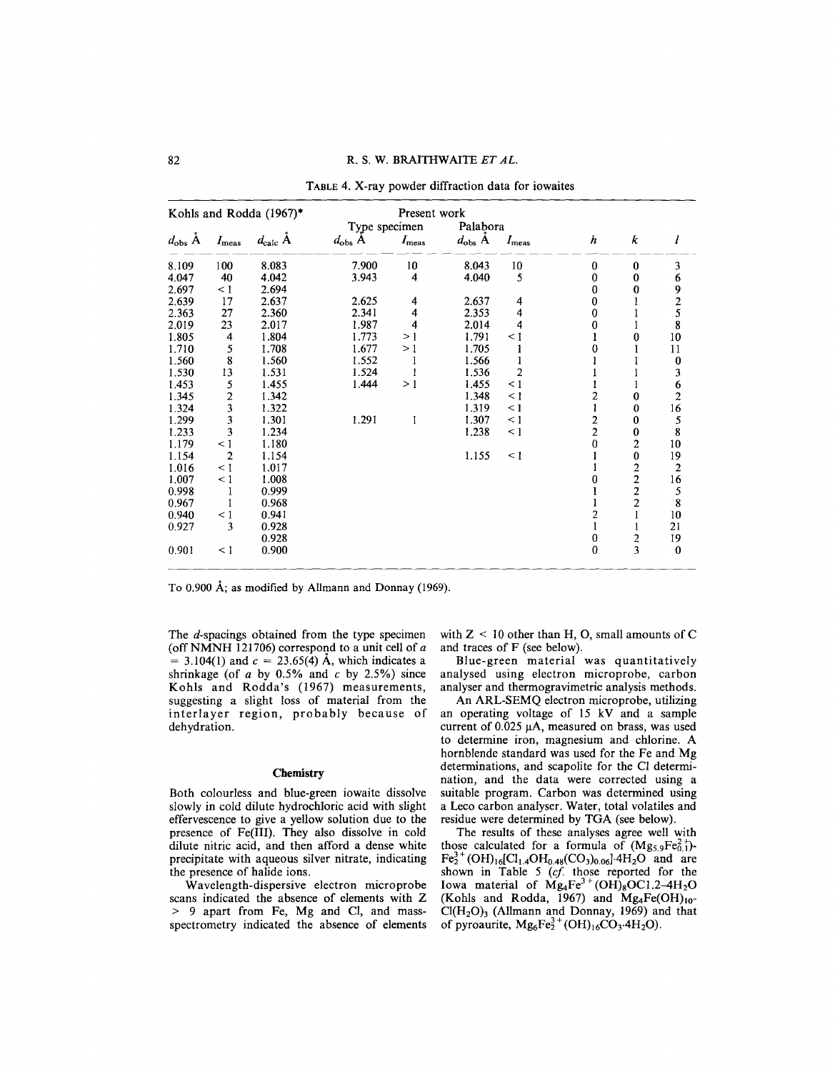TABLE 4. X-ray powder diffraction data for iowaites

| Kohls and Rodda (1967)* | | | Present work | | | | | | |
|---|---|---|---|---|---|---|---|---|---|
| | | | Type specimen | | Palabora | | | | |
| $d_{obs}$ Å | $I_{meas}$ | $d_{calc}$ Å | $d_{obs}$ Å | $I_{meas}$ | $d_{obs}$ Å | $I_{meas}$ | $h$ | $k$ | $l$ |
| 8.109 | 100 | 8.083 | 7.900 | 10 | 8.043 | 10 | 0 | 0 | 3 |
| 4.047 | 40 | 4.042 | 3.943 | 4 | 4.040 | 5 | 0 | 0 | 6 |
| 2.697 | < 1 | 2.694 | | | | | 0 | 0 | 9 |
| 2.639 | 17 | 2.637 | 2.625 | 4 | 2.637 | 4 | 0 | 1 | 2 |
| 2.363 | 27 | 2.360 | 2.341 | 4 | 2.353 | 4 | 0 | 1 | 5 |
| 2.019 | 23 | 2.017 | 1.987 | 4 | 2.014 | 4 | 0 | 1 | 8 |
| 1.805 | 4 | 1.804 | 1.773 | > 1 | 1.791 | < 1 | 1 | 0 | 10 |
| 1.710 | 5 | 1.708 | 1.677 | > 1 | 1.705 | 1 | 0 | 1 | 11 |
| 1.560 | 8 | 1.560 | 1.552 | 1 | 1.566 | 1 | 1 | 1 | 0 |
| 1.530 | 13 | 1.531 | 1.524 | 1 | 1.536 | 2 | 1 | 1 | 3 |
| 1.453 | 5 | 1.455 | 1.444 | > 1 | 1.455 | < 1 | 1 | 1 | 6 |
| 1.345 | 2 | 1.342 | | | 1.348 | < 1 | 2 | 0 | 2 |
| 1.324 | 3 | 1.322 | | | 1.319 | < 1 | 1 | 0 | 16 |
| 1.299 | 3 | 1.301 | 1.291 | 1 | 1.307 | < 1 | 2 | 0 | 5 |
| 1.233 | 3 | 1.234 | | | 1.238 | < 1 | 2 | 0 | 8 |
| 1.179 | < 1 | 1.180 | | | | | 0 | 2 | 10 |
| 1.154 | 2 | 1.154 | | | 1.155 | < 1 | 1 | 0 | 19 |
| 1.016 | < 1 | 1.017 | | | | | 1 | 2 | 2 |
| 1.007 | < 1 | 1.008 | | | | | 0 | 2 | 16 |
| 0.998 | 1 | 0.999 | | | | | 1 | 2 | 5 |
| 0.967 | 1 | 0.968 | | | | | 1 | 2 | 8 |
| 0.940 | < 1 | 0.941 | | | | | 2 | 1 | 10 |
| 0.927 | 3 | 0.928 | | | | | 1 | 1 | 21 |
| | | 0.928 | | | | | 0 | 2 | 19 |
| 0.901 | < 1 | 0.900 | | | | | 0 | 3 | 0 |

To 0.900 Å; as modified by Allmann and Donnay (1969).

The $d$-spacings obtained from the type specimen (off NMNH 121706) correspond to a unit cell of $a$ = 3.104(1) and $c$ = 23.65(4) Å, which indicates a shrinkage (of $a$ by 0.5% and $c$ by 2.5%) since Kohls and Rodda's (1967) measurements, suggesting a slight loss of material from the interlayer region, probably because of dehydration.

## Chemistry

Both colourless and blue-green iowaite dissolve slowly in cold dilute hydrochloric acid with slight effervescence to give a yellow solution due to the presence of Fe(III). They also dissolve in cold dilute nitric acid, and then afford a dense white precipitate with aqueous silver nitrate, indicating the presence of halide ions.

Wavelength-dispersive electron microprobe scans indicated the absence of elements with Z > 9 apart from Fe, Mg and Cl, and mass-spectrometry indicated the absence of elements with Z < 10 other than H, O, small amounts of C and traces of F (see below).

Blue-green material was quantitatively analysed using electron microprobe, carbon analyser and thermogravimetric analysis methods.

An ARL-SEMQ electron microprobe, utilizing an operating voltage of 15 kV and a sample current of 0.025 μA, measured on brass, was used to determine iron, magnesium and chlorine. A hornblende standard was used for the Fe and Mg determinations, and scapolite for the Cl determination, and the data were corrected using a suitable program. Carbon was determined using a Leco carbon analyser. Water, total volatiles and residue were determined by TGA (see below).

The results of these analyses agree well with those calculated for a formula of $(Mg_{5.9}Fe^{2+}_{0.1})Fe^{3+}_2(OH)_{16}[Cl_{1.4}OH_{0.48}(CO_3)_{0.06}]\cdot 4H_2O$ and are shown in Table 5 (*cf.* those reported for the Iowa material of $Mg_4Fe^{3+}(OH)_8OCl.2\text{–}4H_2O$ (Kohls and Rodda, 1967) and $Mg_4Fe(OH)_{10}Cl(H_2O)_3$ (Allmann and Donnay, 1969) and that of pyroaurite, $Mg_6Fe^{3+}_2(OH)_{16}CO_3\cdot 4H_2O$).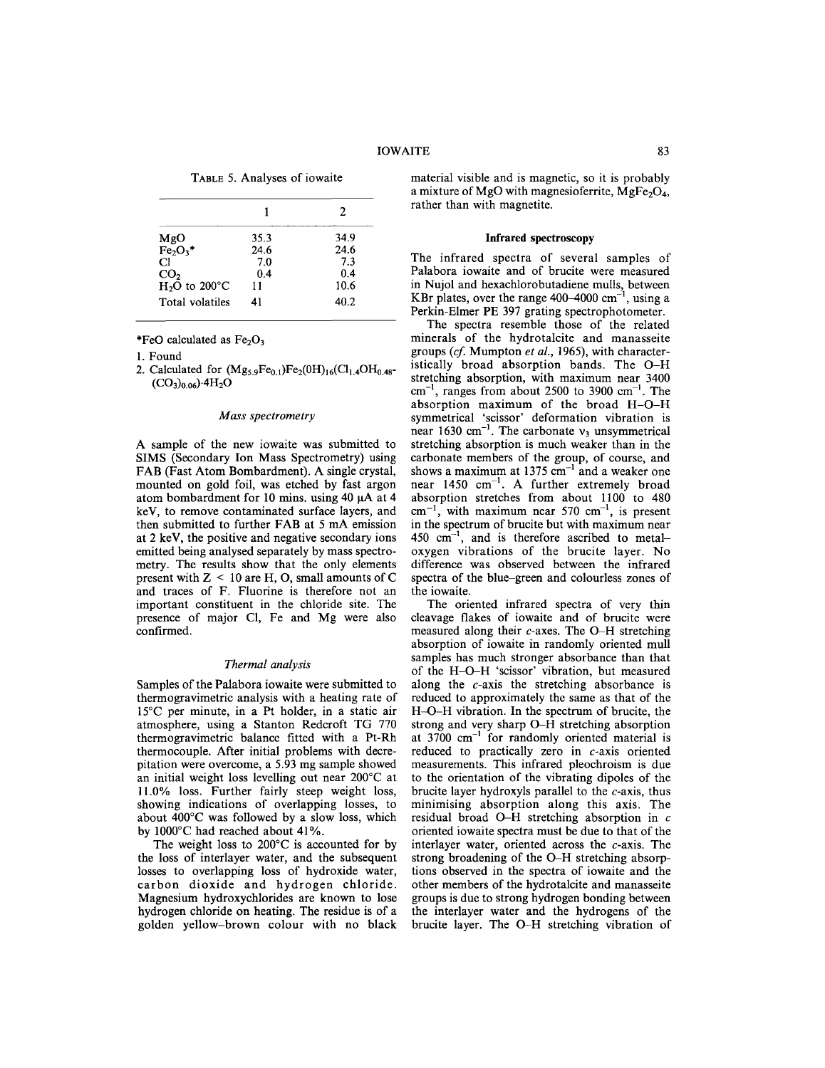TABLE 5. Analyses of iowaite

| | 1 | 2 |
|---|---|---|
| MgO | 35.3 | 34.9 |
| $Fe_2O_3$* | 24.6 | 24.6 |
| Cl | 7.0 | 7.3 |
| $CO_2$ | 0.4 | 0.4 |
| $H_2O$ to 200°C | 11 | 10.6 |
| Total volatiles | 41 | 40.2 |

*FeO calculated as $Fe_2O_3$

1. Found
2. Calculated for $(Mg_{5.9}Fe_{0.1})Fe_2(OH)_{16}(Cl_{1.4}OH_{0.48}(CO_3)_{0.06})\cdot 4H_2O$

### Mass spectrometry

A sample of the new iowaite was submitted to SIMS (Secondary Ion Mass Spectrometry) using FAB (Fast Atom Bombardment). A single crystal, mounted on gold foil, was etched by fast argon atom bombardment for 10 mins. using 40 μA at 4 keV, to remove contaminated surface layers, and then submitted to further FAB at 5 mA emission at 2 keV, the positive and negative secondary ions emitted being analysed separately by mass spectrometry. The results show that the only elements present with $Z < 10$ are H, O, small amounts of C and traces of F. Fluorine is therefore not an important constituent in the chloride site. The presence of major Cl, Fe and Mg were also confirmed.

### Thermal analysis

Samples of the Palabora iowaite were submitted to thermogravimetric analysis with a heating rate of 15°C per minute, in a Pt holder, in a static air atmosphere, using a Stanton Redcroft TG 770 thermogravimetric balance fitted with a Pt-Rh thermocouple. After initial problems with decrepitation were overcome, a 5.93 mg sample showed an initial weight loss levelling out near 200°C at 11.0% loss. Further fairly steep weight loss, showing indications of overlapping losses, to about 400°C was followed by a slow loss, which by 1000°C had reached about 41%.

The weight loss to 200°C is accounted for by the loss of interlayer water, and the subsequent losses to overlapping loss of hydroxide water, carbon dioxide and hydrogen chloride. Magnesium hydroxychlorides are known to lose hydrogen chloride on heating. The residue is of a golden yellow-brown colour with no black material visible and is magnetic, so it is probably a mixture of MgO with magnesioferrite, $MgFe_2O_4$, rather than with magnetite.

## Infrared spectroscopy

The infrared spectra of several samples of Palabora iowaite and of brucite were measured in Nujol and hexachlorobutadiene mulls, between KBr plates, over the range 400–4000 $cm^{-1}$, using a Perkin-Elmer PE 397 grating spectrophotometer.

The spectra resemble those of the related minerals of the hydrotalcite and manasseite groups (*cf.* Mumpton *et al.*, 1965), with characteristically broad absorption bands. The O–H stretching absorption, with maximum near 3400 $cm^{-1}$, ranges from about 2500 to 3900 $cm^{-1}$. The absorption maximum of the broad H–O–H symmetrical 'scissor' deformation vibration is near 1630 $cm^{-1}$. The carbonate $\nu_3$ unsymmetrical stretching absorption is much weaker than in the carbonate members of the group, of course, and shows a maximum at 1375 $cm^{-1}$ and a weaker one near 1450 $cm^{-1}$. A further extremely broad absorption stretches from about 1100 to 480 $cm^{-1}$, with maximum near 570 $cm^{-1}$, is present in the spectrum of brucite but with maximum near 450 $cm^{-1}$, and is therefore ascribed to metal–oxygen vibrations of the brucite layer. No difference was observed between the infrared spectra of the blue–green and colourless zones of the iowaite.

The oriented infrared spectra of very thin cleavage flakes of iowaite and of brucite were measured along their *c*-axes. The O–H stretching absorption of iowaite in randomly oriented mull samples has much stronger absorbance than that of the H–O–H 'scissor' vibration, but measured along the *c*-axis the stretching absorbance is reduced to approximately the same as that of the H–O–H vibration. In the spectrum of brucite, the strong and very sharp O–H stretching absorption at 3700 $cm^{-1}$ for randomly oriented material is reduced to practically zero in *c*-axis oriented measurements. This infrared pleochroism is due to the orientation of the vibrating dipoles of the brucite layer hydroxyls parallel to the *c*-axis, thus minimising absorption along this axis. The residual broad O–H stretching absorption in *c* oriented iowaite spectra must be due to that of the interlayer water, oriented across the *c*-axis. The strong broadening of the O–H stretching absorptions observed in the spectra of iowaite and the other members of the hydrotalcite and manasseite groups is due to strong hydrogen bonding between the interlayer water and the hydrogens of the brucite layer. The O–H stretching vibration of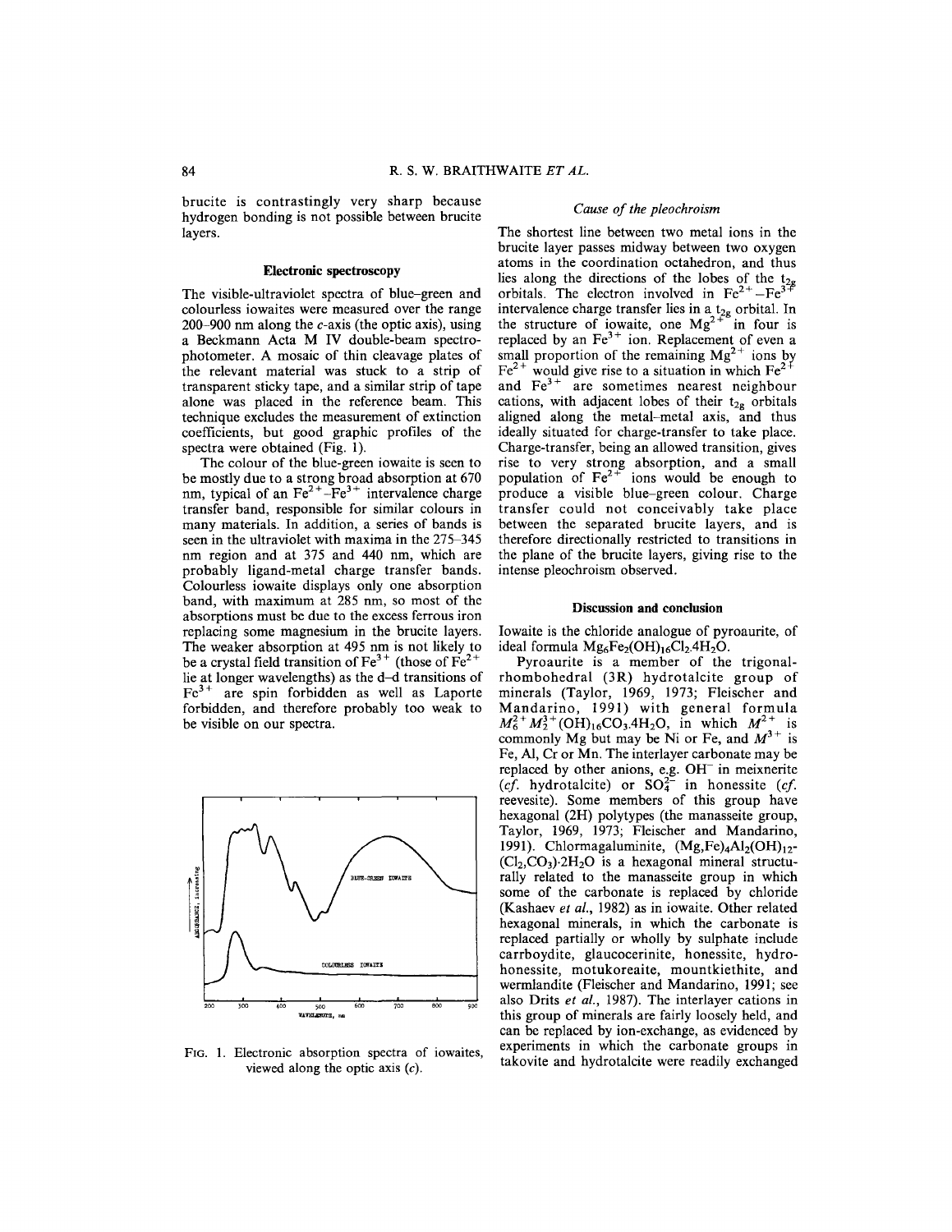brucite is contrastingly very sharp because hydrogen bonding is not possible between brucite layers.

## Electronic spectroscopy

The visible-ultraviolet spectra of blue–green and colourless iowaites were measured over the range 200–900 nm along the *c*-axis (the optic axis), using a Beckmann Acta M IV double-beam spectrophotometer. A mosaic of thin cleavage plates of the relevant material was stuck to a strip of transparent sticky tape, and a similar strip of tape alone was placed in the reference beam. This technique excludes the measurement of extinction coefficients, but good graphic profiles of the spectra were obtained (Fig. 1).

The colour of the blue-green iowaite is seen to be mostly due to a strong broad absorption at 670 nm, typical of an $Fe^{2+}$–$Fe^{3+}$ intervalence charge transfer band, responsible for similar colours in many materials. In addition, a series of bands is seen in the ultraviolet with maxima in the 275–345 nm region and at 375 and 440 nm, which are probably ligand-metal charge transfer bands. Colourless iowaite displays only one absorption band, with maximum at 285 nm, so most of the absorptions must be due to the excess ferrous iron replacing some magnesium in the brucite layers. The weaker absorption at 495 nm is not likely to be a crystal field transition of $Fe^{3+}$ (those of $Fe^{2+}$ lie at longer wavelengths) as the d–d transitions of $Fe^{3+}$ are spin forbidden as well as Laporte forbidden, and therefore probably too weak to be visible on our spectra.

FIG. 1. Electronic absorption spectra of iowaites, viewed along the optic axis (*c*).

### *Cause of the pleochroism*

The shortest line between two metal ions in the brucite layer passes midway between two oxygen atoms in the coordination octahedron, and thus lies along the directions of the lobes of the $t_{2g}$ orbitals. The electron involved in $Fe^{2+}$–$Fe^{3+}$ intervalence charge transfer lies in a $t_{2g}$ orbital. In the structure of iowaite, one $Mg^{2+}$ in four is replaced by an $Fe^{3+}$ ion. Replacement of even a small proportion of the remaining $Mg^{2+}$ ions by $Fe^{2+}$ would give rise to a situation in which $Fe^{2+}$ and $Fe^{3+}$ are sometimes nearest neighbour cations, with adjacent lobes of their $t_{2g}$ orbitals aligned along the metal–metal axis, and thus ideally situated for charge-transfer to take place. Charge-transfer, being an allowed transition, gives rise to very strong absorption, and a small population of $Fe^{2+}$ ions would be enough to produce a visible blue–green colour. Charge transfer could not conceivably take place between the separated brucite layers, and is therefore directionally restricted to transitions in the plane of the brucite layers, giving rise to the intense pleochroism observed.

## Discussion and conclusion

Iowaite is the chloride analogue of pyroaurite, of ideal formula $Mg_6Fe_2(OH)_{16}Cl_2.4H_2O$.

Pyroaurite is a member of the trigonal-rhombohedral (3R) hydrotalcite group of minerals (Taylor, 1969, 1973; Fleischer and Mandarino, 1991) with general formula $M_6^{2+}M_2^{3+}(OH)_{16}CO_3.4H_2O$, in which $M^{2+}$ is commonly Mg but may be Ni or Fe, and $M^{3+}$ is Fe, Al, Cr or Mn. The interlayer carbonate may be replaced by other anions, e.g. $OH^-$ in meixnerite (*cf.* hydrotalcite) or $SO_4^{2-}$ in honessite (*cf.* reevesite). Some members of this group have hexagonal (2H) polytypes (the manasseite group, Taylor, 1969, 1973; Fleischer and Mandarino, 1991). Chlormagaluminite, $(Mg,Fe)_4Al_2(OH)_{12}$-$(Cl_2,CO_3)·2H_2O$ is a hexagonal mineral structurally related to the manasseite group in which some of the carbonate is replaced by chloride (Kashaev *et al.*, 1982) as in iowaite. Other related hexagonal minerals, in which the carbonate is replaced partially or wholly by sulphate include carrboydite, glaucocerinite, honessite, hydrohonessite, motukoreaite, mountkiethite, and wermlandite (Fleischer and Mandarino, 1991; see also Drits *et al.*, 1987). The interlayer cations in this group of minerals are fairly loosely held, and can be replaced by ion-exchange, as evidenced by experiments in which the carbonate groups in takovite and hydrotalcite were readily exchanged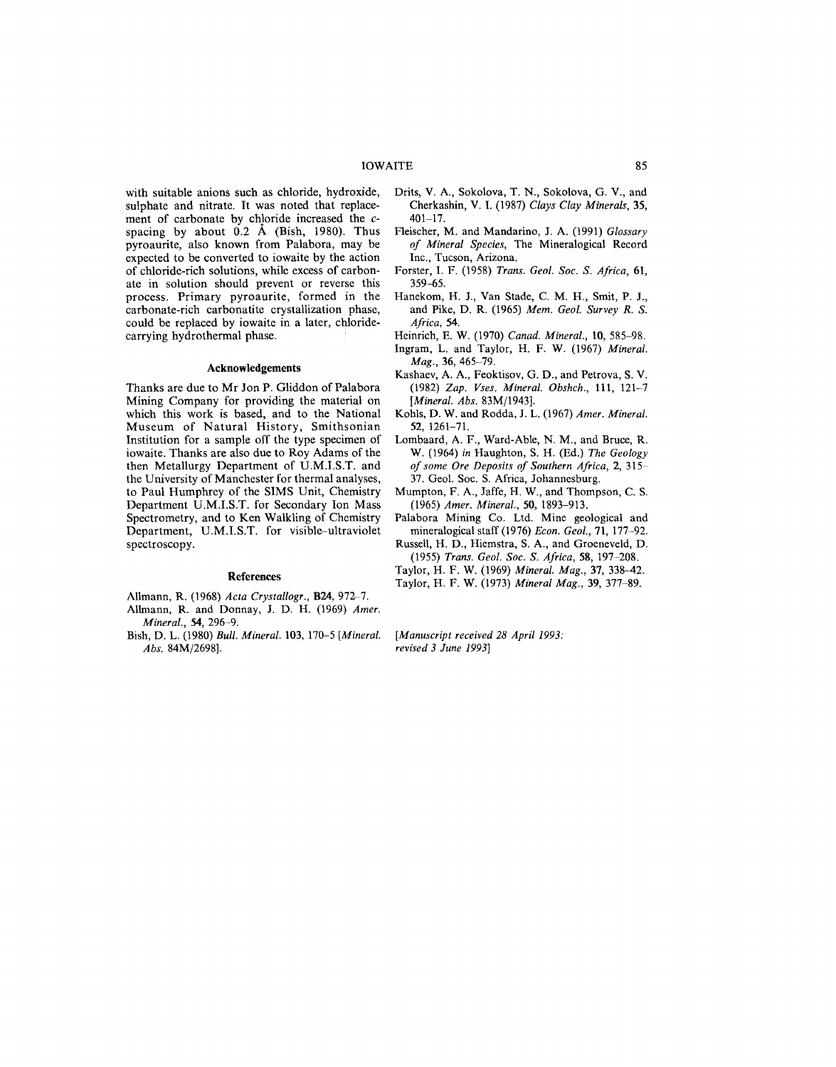with suitable anions such as chloride, hydroxide, sulphate and nitrate. It was noted that replacement of carbonate by chloride increased the *c*-spacing by about 0.2 Å (Bish, 1980). Thus pyroaurite, also known from Palabora, may be expected to be converted to iowaite by the action of chloride-rich solutions, while excess of carbonate in solution should prevent or reverse this process. Primary pyroaurite, formed in the carbonate-rich carbonatite crystallization phase, could be replaced by iowaite in a later, chloride-carrying hydrothermal phase.

### Acknowledgements

Thanks are due to Mr Jon P. Gliddon of Palabora Mining Company for providing the material on which this work is based, and to the National Museum of Natural History, Smithsonian Institution for a sample off the type specimen of iowaite. Thanks are also due to Roy Adams of the then Metallurgy Department of U.M.I.S.T. and the University of Manchester for thermal analyses, to Paul Humphrey of the SIMS Unit, Chemistry Department U.M.I.S.T. for Secondary Ion Mass Spectrometry, and to Ken Walkling of Chemistry Department, U.M.I.S.T. for visible–ultraviolet spectroscopy.

### References

Allmann, R. (1968) *Acta Crystallogr.*, **B24**, 972–7.

Allmann, R. and Donnay, J. D. H. (1969) *Amer. Mineral.*, **54**, 296–9.

Bish, D. L. (1980) *Bull. Mineral.* 103, 170–5 [*Mineral. Abs.* 84M/2698].

Drits, V. A., Sokolova, T. N., Sokolova, G. V., and Cherkashin, V. I. (1987) *Clays Clay Minerals*, **35**, 401–17.

Fleischer, M. and Mandarino, J. A. (1991) *Glossary of Mineral Species*, The Mineralogical Record Inc., Tucson, Arizona.

Forster, I. F. (1958) *Trans. Geol. Soc. S. Africa*, **61**, 359–65.

Hanekom, H. J., Van Stade, C. M. H., Smit, P. J., and Pike, D. R. (1965) *Mem. Geol. Survey R. S. Africa*, **54**.

Heinrich, E. W. (1970) *Canad. Mineral.*, **10**, 585–98.

Ingram, L. and Taylor, H. F. W. (1967) *Mineral. Mag.*, 36, 465–79.

Kashaev, A. A., Feoktisov, G. D., and Petrova, S. V. (1982) *Zap. Vses. Mineral. Obshch.*, **111**, 121–7 [*Mineral. Abs.* 83M/1943].

Kohls, D. W. and Rodda, J. L. (1967) *Amer. Mineral.* **52**, 1261–71.

Lombaard, A. F., Ward-Able, N. M., and Bruce, R. W. (1964) *in* Haughton, S. H. (Ed.) *The Geology of some Ore Deposits of Southern Africa*, **2**, 315–37. Geol. Soc. S. Africa, Johannesburg.

Mumpton, F. A., Jaffe, H. W., and Thompson, C. S. (1965) *Amer. Mineral.*, **50**, 1893–913.

Palabora Mining Co. Ltd. Mine geological and mineralogical staff (1976) *Econ. Geol.*, **71**, 177–92.

Russell, H. D., Hiemstra, S. A., and Groeneveld, D. (1955) *Trans. Geol. Soc. S. Africa*, **58**, 197–208.

Taylor, H. F. W. (1969) *Mineral. Mag.*, **37**, 338–42.

Taylor, H. F. W. (1973) *Mineral Mag.*, **39**, 377–89.

*[Manuscript received 28 April 1993: revised 3 June 1993]*